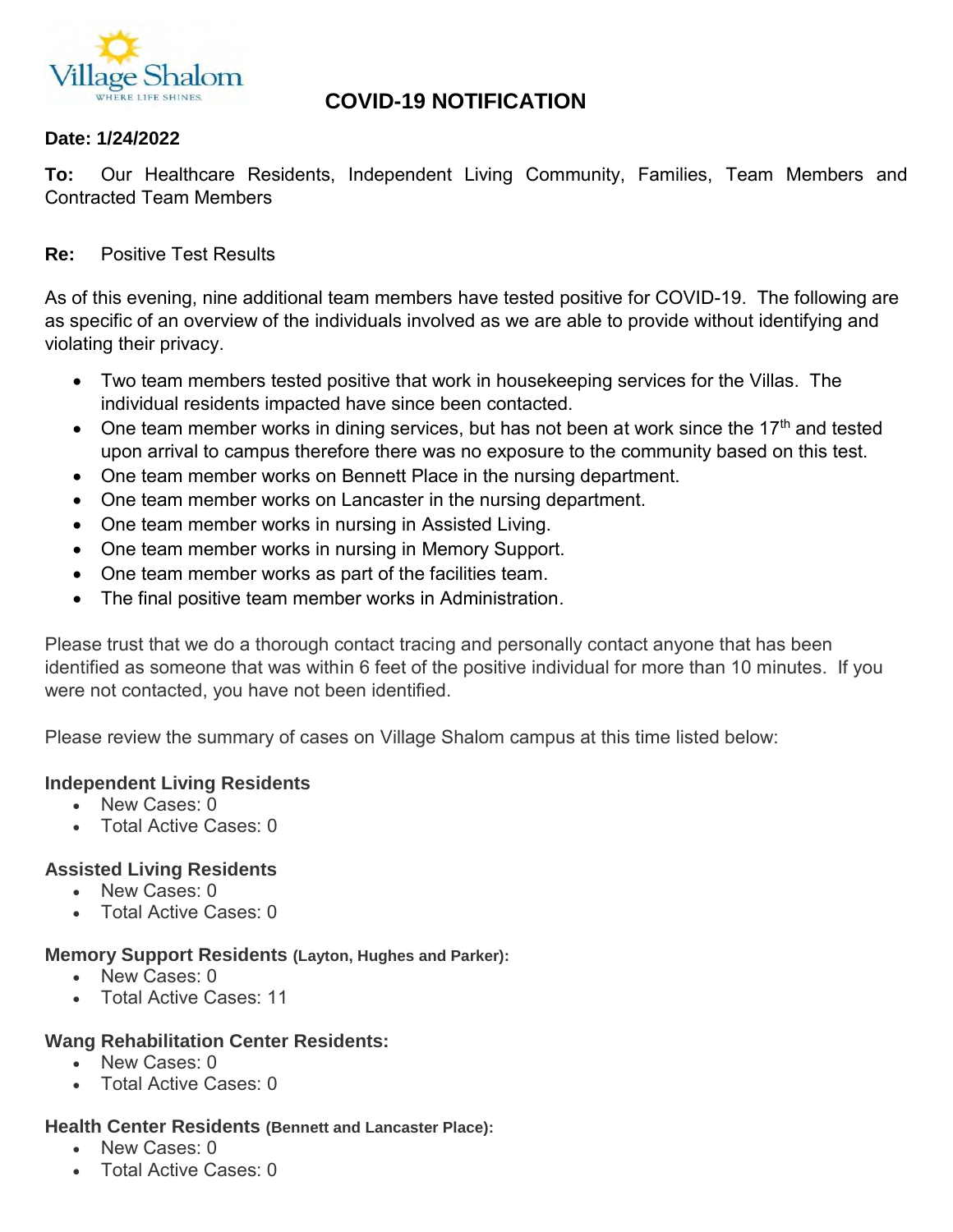Village Shalom
WHERE LIFE SHINES.

# COVID-19 NOTIFICATION

**Date: 1/24/2022**

**To:** Our Healthcare Residents, Independent Living Community, Families, Team Members and Contracted Team Members

**Re:** Positive Test Results

As of this evening, nine additional team members have tested positive for COVID-19. The following are as specific of an overview of the individuals involved as we are able to provide without identifying and violating their privacy.

- Two team members tested positive that work in housekeeping services for the Villas. The individual residents impacted have since been contacted.
- One team member works in dining services, but has not been at work since the 17th and tested upon arrival to campus therefore there was no exposure to the community based on this test.
- One team member works on Bennett Place in the nursing department.
- One team member works on Lancaster in the nursing department.
- One team member works in nursing in Assisted Living.
- One team member works in nursing in Memory Support.
- One team member works as part of the facilities team.
- The final positive team member works in Administration.

Please trust that we do a thorough contact tracing and personally contact anyone that has been identified as someone that was within 6 feet of the positive individual for more than 10 minutes. If you were not contacted, you have not been identified.

Please review the summary of cases on Village Shalom campus at this time listed below:

**Independent Living Residents**
- New Cases: 0
- Total Active Cases: 0

**Assisted Living Residents**
- New Cases: 0
- Total Active Cases: 0

**Memory Support Residents (Layton, Hughes and Parker):**
- New Cases: 0
- Total Active Cases: 11

**Wang Rehabilitation Center Residents:**
- New Cases: 0
- Total Active Cases: 0

**Health Center Residents (Bennett and Lancaster Place):**
- New Cases: 0
- Total Active Cases: 0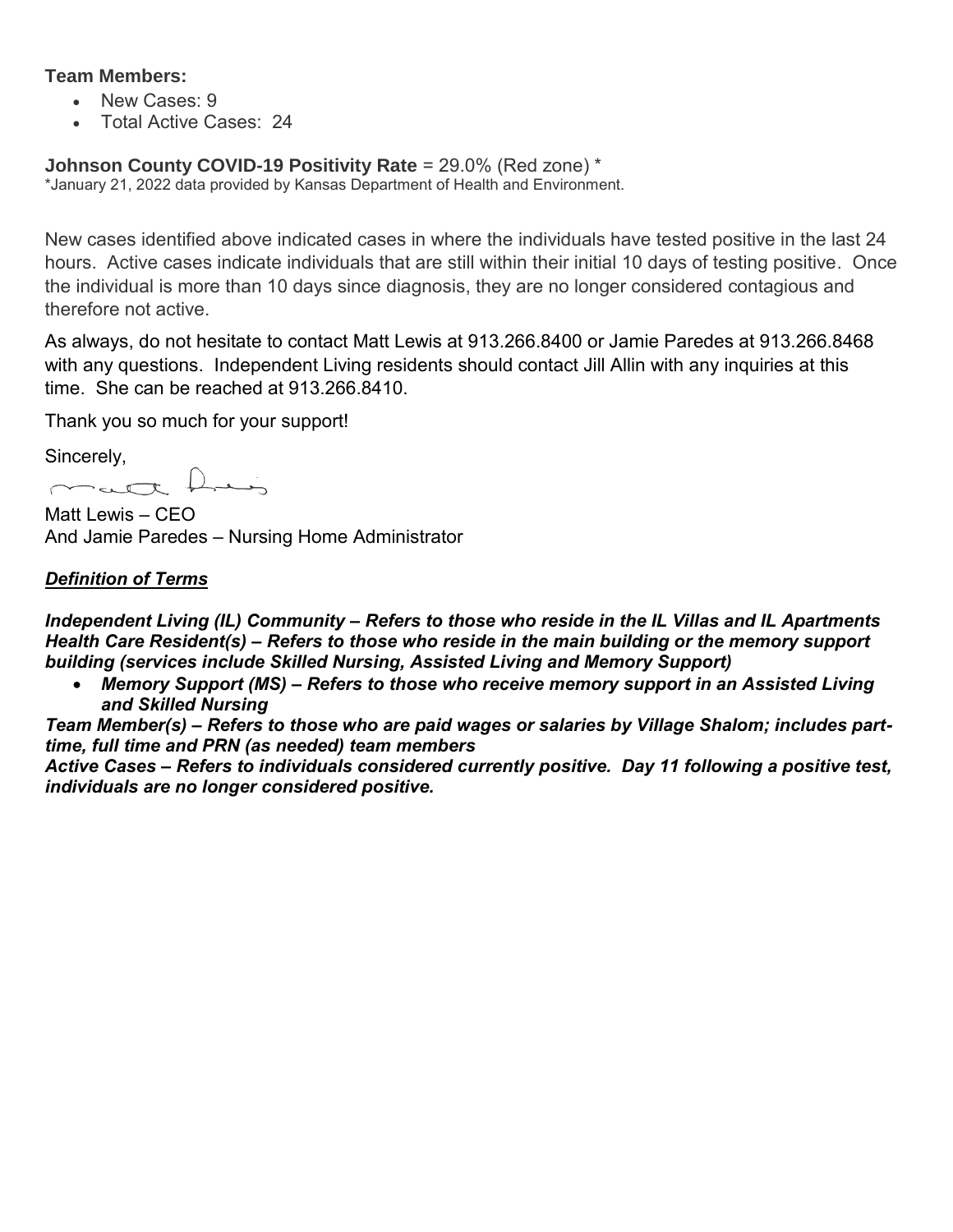**Team Members:**

- New Cases: 9
- Total Active Cases: 24

**Johnson County COVID-19 Positivity Rate** = 29.0% (Red zone) *

*January 21, 2022 data provided by Kansas Department of Health and Environment.

New cases identified above indicated cases in where the individuals have tested positive in the last 24 hours. Active cases indicate individuals that are still within their initial 10 days of testing positive. Once the individual is more than 10 days since diagnosis, they are no longer considered contagious and therefore not active.

As always, do not hesitate to contact Matt Lewis at 913.266.8400 or Jamie Paredes at 913.266.8468 with any questions. Independent Living residents should contact Jill Allin with any inquiries at this time. She can be reached at 913.266.8410.

Thank you so much for your support!

Sincerely,

Matt Lewis – CEO
And Jamie Paredes – Nursing Home Administrator

***Definition of Terms***

***Independent Living (IL) Community – Refers to those who reside in the IL Villas and IL Apartments***
***Health Care Resident(s) – Refers to those who reside in the main building or the memory support building (services include Skilled Nursing, Assisted Living and Memory Support)***

- ***Memory Support (MS) – Refers to those who receive memory support in an Assisted Living and Skilled Nursing***

***Team Member(s) – Refers to those who are paid wages or salaries by Village Shalom; includes part-time, full time and PRN (as needed) team members***
***Active Cases – Refers to individuals considered currently positive. Day 11 following a positive test, individuals are no longer considered positive.***